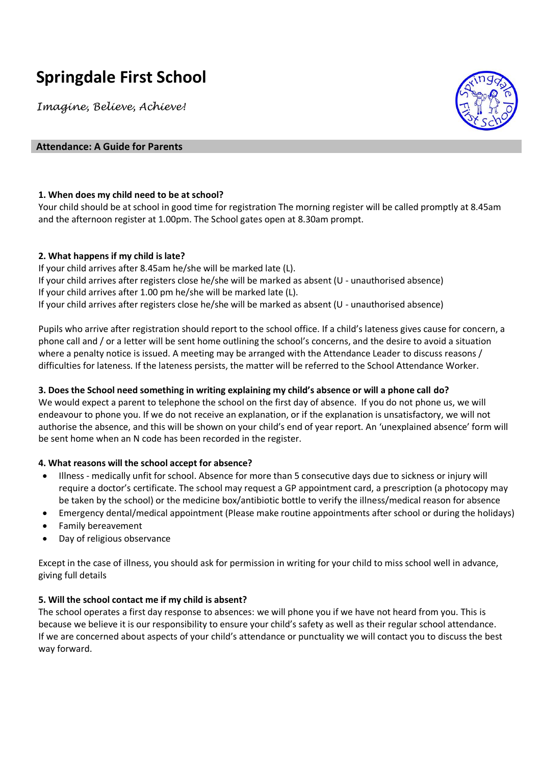# Springdale First School

*Imagine, Believe, Achieve!*

## Attendance: A Guide for Parents

### 1. When does my child need to be at school?

Your child should be at school in good time for registration The morning register will be called promptly at 8.45am and the afternoon register at 1.00pm. The School gates open at 8.30am prompt.

### 2. What happens if my child is late?

If your child arrives after 8.45am he/she will be marked late (L).
If your child arrives after registers close he/she will be marked as absent (U - unauthorised absence)
If your child arrives after 1.00 pm he/she will be marked late (L).
If your child arrives after registers close he/she will be marked as absent (U - unauthorised absence)

Pupils who arrive after registration should report to the school office. If a child's lateness gives cause for concern, a phone call and / or a letter will be sent home outlining the school's concerns, and the desire to avoid a situation where a penalty notice is issued. A meeting may be arranged with the Attendance Leader to discuss reasons / difficulties for lateness. If the lateness persists, the matter will be referred to the School Attendance Worker.

### 3. Does the School need something in writing explaining my child's absence or will a phone call do?

We would expect a parent to telephone the school on the first day of absence. If you do not phone us, we will endeavour to phone you. If we do not receive an explanation, or if the explanation is unsatisfactory, we will not authorise the absence, and this will be shown on your child's end of year report. An 'unexplained absence' form will be sent home when an N code has been recorded in the register.

### 4. What reasons will the school accept for absence?

- Illness - medically unfit for school. Absence for more than 5 consecutive days due to sickness or injury will require a doctor's certificate. The school may request a GP appointment card, a prescription (a photocopy may be taken by the school) or the medicine box/antibiotic bottle to verify the illness/medical reason for absence
- Emergency dental/medical appointment (Please make routine appointments after school or during the holidays)
- Family bereavement
- Day of religious observance

Except in the case of illness, you should ask for permission in writing for your child to miss school well in advance, giving full details

### 5. Will the school contact me if my child is absent?

The school operates a first day response to absences: we will phone you if we have not heard from you. This is because we believe it is our responsibility to ensure your child's safety as well as their regular school attendance. If we are concerned about aspects of your child's attendance or punctuality we will contact you to discuss the best way forward.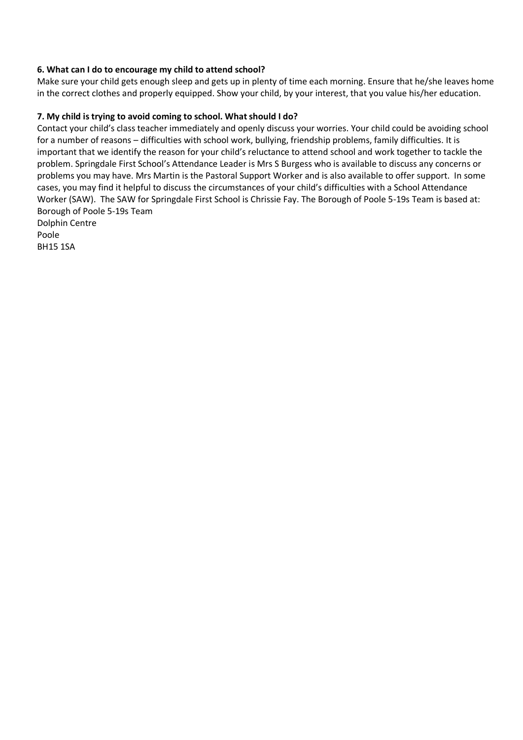**6. What can I do to encourage my child to attend school?**
Make sure your child gets enough sleep and gets up in plenty of time each morning. Ensure that he/she leaves home in the correct clothes and properly equipped. Show your child, by your interest, that you value his/her education.

**7. My child is trying to avoid coming to school. What should I do?**
Contact your child's class teacher immediately and openly discuss your worries. Your child could be avoiding school for a number of reasons – difficulties with school work, bullying, friendship problems, family difficulties. It is important that we identify the reason for your child's reluctance to attend school and work together to tackle the problem. Springdale First School's Attendance Leader is Mrs S Burgess who is available to discuss any concerns or problems you may have. Mrs Martin is the Pastoral Support Worker and is also available to offer support. In some cases, you may find it helpful to discuss the circumstances of your child's difficulties with a School Attendance Worker (SAW). The SAW for Springdale First School is Chrissie Fay. The Borough of Poole 5-19s Team is based at:
Borough of Poole 5-19s Team
Dolphin Centre
Poole
BH15 1SA